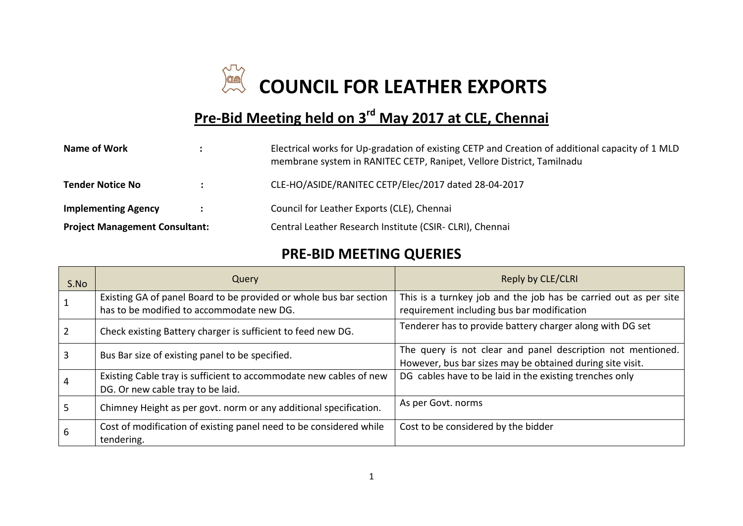# COUNCIL FOR LEATHER EXPORTS

## Pre-Bid Meeting held on 3rd May 2017 at CLE, Chennai

| | | |
|---|---|---|
| **Name of Work** | : | Electrical works for Up-gradation of existing CETP and Creation of additional capacity of 1 MLD membrane system in RANITEC CETP, Ranipet, Vellore District, Tamilnadu |
| **Tender Notice No** | : | CLE-HO/ASIDE/RANITEC CETP/Elec/2017 dated 28-04-2017 |
| **Implementing Agency** | : | Council for Leather Exports (CLE), Chennai |
| **Project Management Consultant:** | | Central Leather Research Institute (CSIR- CLRI), Chennai |

## PRE-BID MEETING QUERIES

| S.No | Query | Reply by CLE/CLRI |
|---|---|---|
| 1 | Existing GA of panel Board to be provided or whole bus bar section has to be modified to accommodate new DG. | This is a turnkey job and the job has be carried out as per site requirement including bus bar modification |
| 2 | Check existing Battery charger is sufficient to feed new DG. | Tenderer has to provide battery charger along with DG set |
| 3 | Bus Bar size of existing panel to be specified. | The query is not clear and panel description not mentioned. However, bus bar sizes may be obtained during site visit. |
| 4 | Existing Cable tray is sufficient to accommodate new cables of new DG. Or new cable tray to be laid. | DG cables have to be laid in the existing trenches only |
| 5 | Chimney Height as per govt. norm or any additional specification. | As per Govt. norms |
| 6 | Cost of modification of existing panel need to be considered while tendering. | Cost to be considered by the bidder |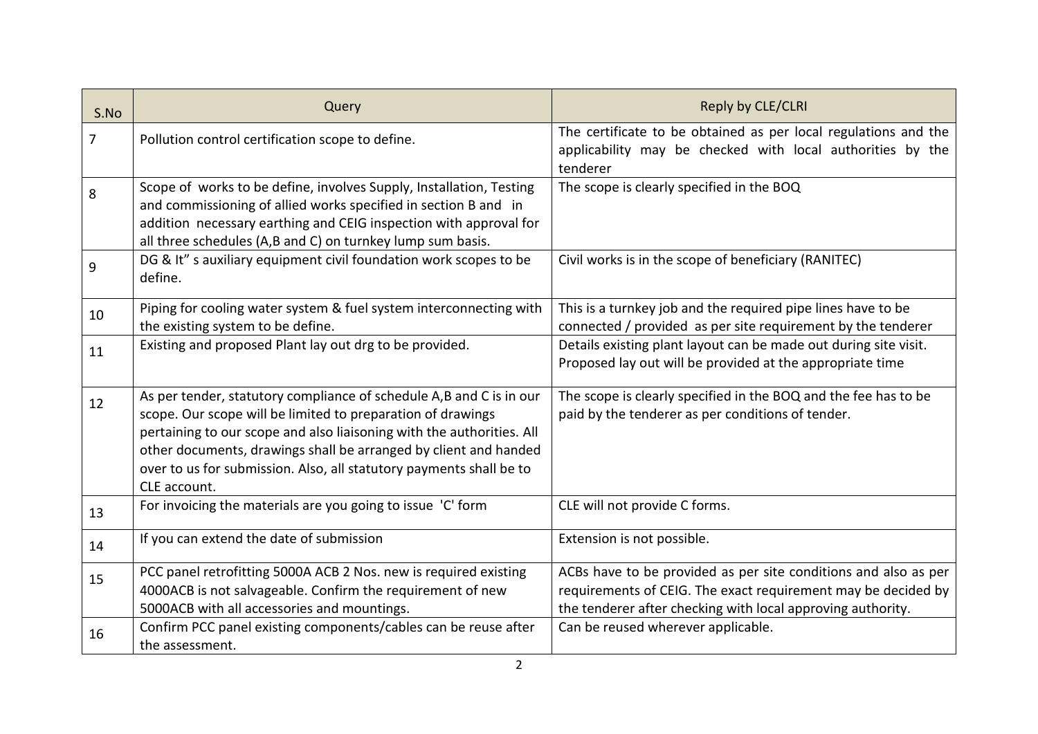| S.No | Query | Reply by CLE/CLRI |
|---|---|---|
| 7 | Pollution control certification scope to define. | The certificate to be obtained as per local regulations and the applicability may be checked with local authorities by the tenderer |
| 8 | Scope of works to be define, involves Supply, Installation, Testing and commissioning of allied works specified in section B and in addition necessary earthing and CEIG inspection with approval for all three schedules (A,B and C) on turnkey lump sum basis. | The scope is clearly specified in the BOQ |
| 9 | DG & It" s auxiliary equipment civil foundation work scopes to be define. | Civil works is in the scope of beneficiary (RANITEC) |
| 10 | Piping for cooling water system & fuel system interconnecting with the existing system to be define. | This is a turnkey job and the required pipe lines have to be connected / provided as per site requirement by the tenderer |
| 11 | Existing and proposed Plant lay out drg to be provided. | Details existing plant layout can be made out during site visit. Proposed lay out will be provided at the appropriate time |
| 12 | As per tender, statutory compliance of schedule A,B and C is in our scope. Our scope will be limited to preparation of drawings pertaining to our scope and also liaisoning with the authorities. All other documents, drawings shall be arranged by client and handed over to us for submission. Also, all statutory payments shall be to CLE account. | The scope is clearly specified in the BOQ and the fee has to be paid by the tenderer as per conditions of tender. |
| 13 | For invoicing the materials are you going to issue 'C' form | CLE will not provide C forms. |
| 14 | If you can extend the date of submission | Extension is not possible. |
| 15 | PCC panel retrofitting 5000A ACB 2 Nos. new is required existing 4000ACB is not salvageable. Confirm the requirement of new 5000ACB with all accessories and mountings. | ACBs have to be provided as per site conditions and also as per requirements of CEIG. The exact requirement may be decided by the tenderer after checking with local approving authority. |
| 16 | Confirm PCC panel existing components/cables can be reuse after the assessment. | Can be reused wherever applicable. |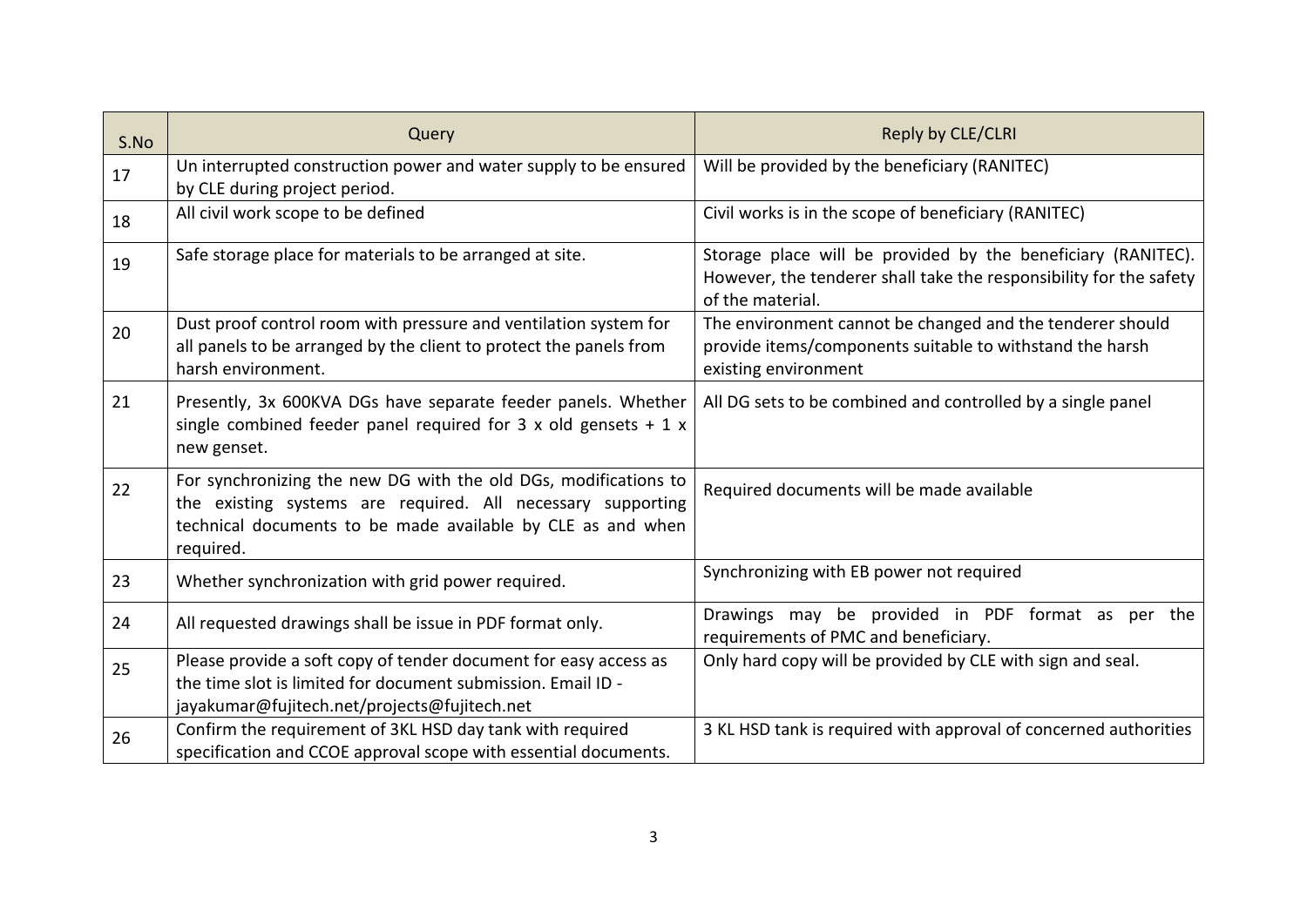| S.No | Query | Reply by CLE/CLRI |
|---|---|---|
| 17 | Un interrupted construction power and water supply to be ensured by CLE during project period. | Will be provided by the beneficiary (RANITEC) |
| 18 | All civil work scope to be defined | Civil works is in the scope of beneficiary (RANITEC) |
| 19 | Safe storage place for materials to be arranged at site. | Storage place will be provided by the beneficiary (RANITEC). However, the tenderer shall take the responsibility for the safety of the material. |
| 20 | Dust proof control room with pressure and ventilation system for all panels to be arranged by the client to protect the panels from harsh environment. | The environment cannot be changed and the tenderer should provide items/components suitable to withstand the harsh existing environment |
| 21 | Presently, 3x 600KVA DGs have separate feeder panels. Whether single combined feeder panel required for 3 x old gensets + 1 x new genset. | All DG sets to be combined and controlled by a single panel |
| 22 | For synchronizing the new DG with the old DGs, modifications to the existing systems are required. All necessary supporting technical documents to be made available by CLE as and when required. | Required documents will be made available |
| 23 | Whether synchronization with grid power required. | Synchronizing with EB power not required |
| 24 | All requested drawings shall be issue in PDF format only. | Drawings may be provided in PDF format as per the requirements of PMC and beneficiary. |
| 25 | Please provide a soft copy of tender document for easy access as the time slot is limited for document submission. Email ID - jayakumar@fujitech.net/projects@fujitech.net | Only hard copy will be provided by CLE with sign and seal. |
| 26 | Confirm the requirement of 3KL HSD day tank with required specification and CCOE approval scope with essential documents. | 3 KL HSD tank is required with approval of concerned authorities |